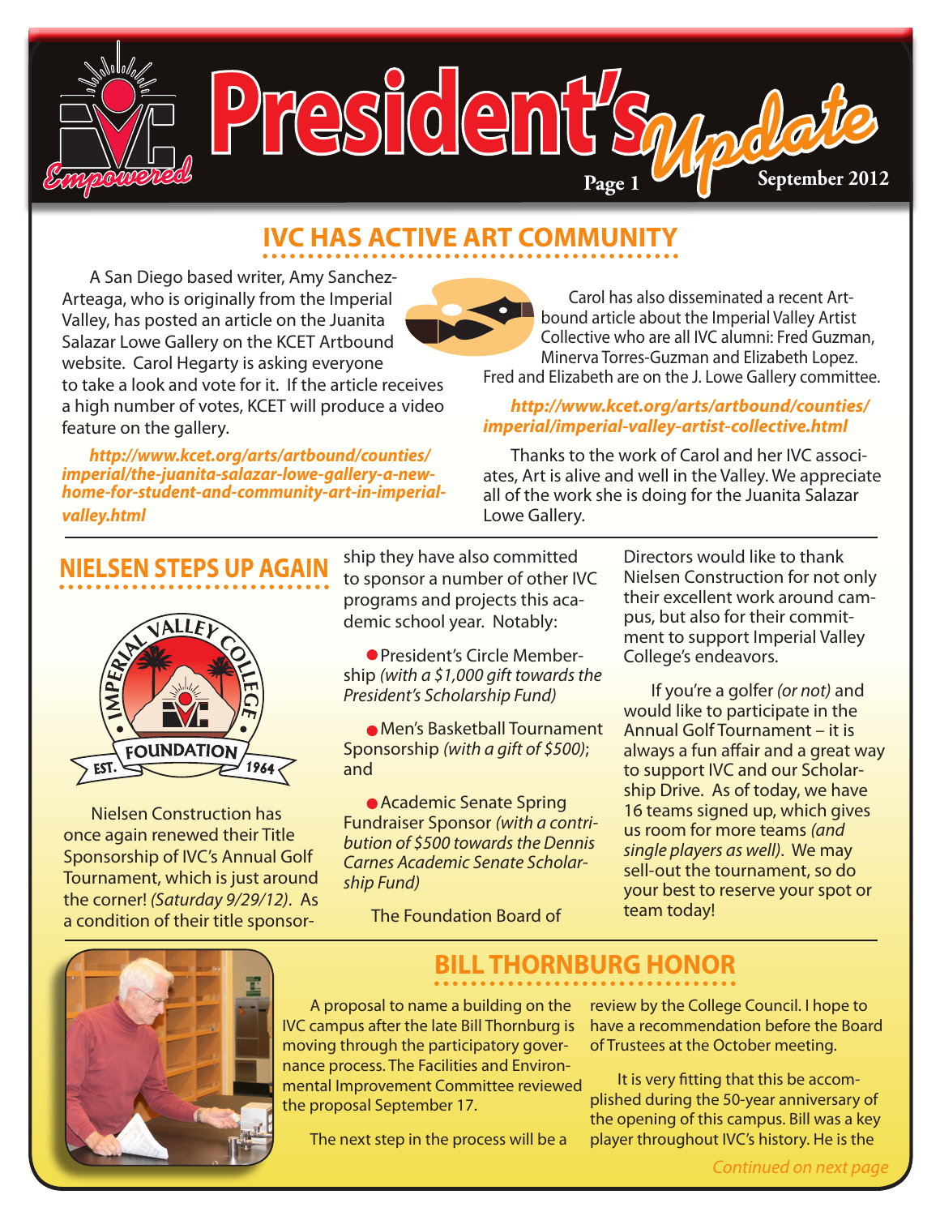# President's Update

September 2012

## IVC HAS ACTIVE ART COMMUNITY

A San Diego based writer, Amy Sanchez-Arteaga, who is originally from the Imperial Valley, has posted an article on the Juanita Salazar Lowe Gallery on the KCET Artbound website. Carol Hegarty is asking everyone to take a look and vote for it. If the article receives a high number of votes, KCET will produce a video feature on the gallery.

***http://www.kcet.org/arts/artbound/counties/imperial/the-juanita-salazar-lowe-gallery-a-new-home-for-student-and-community-art-in-imperial-valley.html***

Carol has also disseminated a recent Artbound article about the Imperial Valley Artist Collective who are all IVC alumni: Fred Guzman, Minerva Torres-Guzman and Elizabeth Lopez. Fred and Elizabeth are on the J. Lowe Gallery committee.

***http://www.kcet.org/arts/artbound/counties/imperial/imperial-valley-artist-collective.html***

Thanks to the work of Carol and her IVC associates, Art is alive and well in the Valley. We appreciate all of the work she is doing for the Juanita Salazar Lowe Gallery.

## NIELSEN STEPS UP AGAIN

Nielsen Construction has once again renewed their Title Sponsorship of IVC's Annual Golf Tournament, which is just around the corner! *(Saturday 9/29/12)*. As a condition of their title sponsorship they have also committed to sponsor a number of other IVC programs and projects this academic school year. Notably:

- President's Circle Membership *(with a $1,000 gift towards the President's Scholarship Fund)*
- Men's Basketball Tournament Sponsorship *(with a gift of $500)*; and
- Academic Senate Spring Fundraiser Sponsor *(with a contribution of $500 towards the Dennis Carnes Academic Senate Scholarship Fund)*

The Foundation Board of Directors would like to thank Nielsen Construction for not only their excellent work around campus, but also for their commitment to support Imperial Valley College's endeavors.

If you're a golfer *(or not)* and would like to participate in the Annual Golf Tournament – it is always a fun affair and a great way to support IVC and our Scholarship Drive. As of today, we have 16 teams signed up, which gives us room for more teams *(and single players as well)*. We may sell-out the tournament, so do your best to reserve your spot or team today!

## BILL THORNBURG HONOR

A proposal to name a building on the IVC campus after the late Bill Thornburg is moving through the participatory governance process. The Facilities and Environmental Improvement Committee reviewed the proposal September 17.

The next step in the process will be a review by the College Council. I hope to have a recommendation before the Board of Trustees at the October meeting.

It is very fitting that this be accomplished during the 50-year anniversary of the opening of this campus. Bill was a key player throughout IVC's history. He is the

*Continued on next page*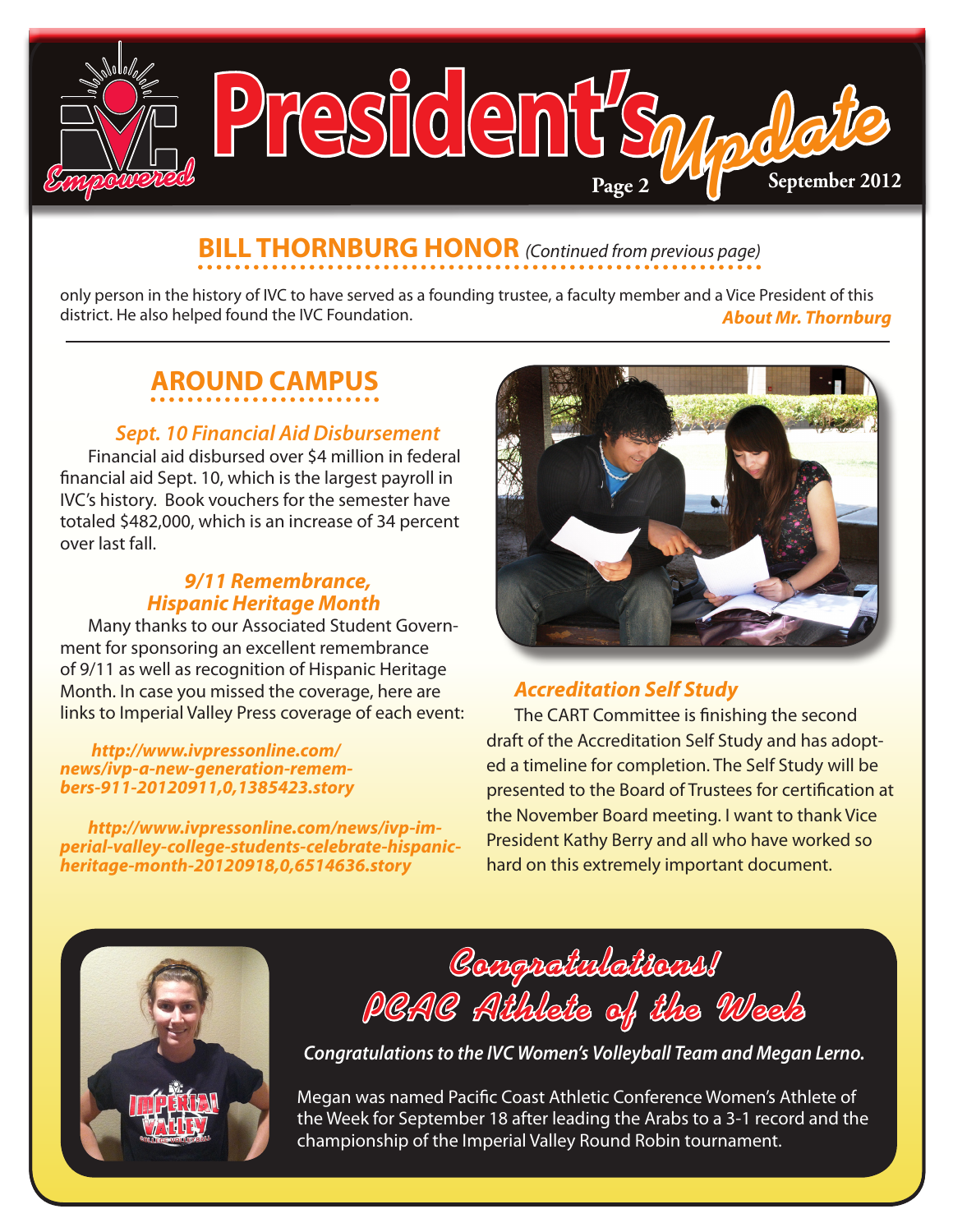## BILL THORNBURG HONOR *(Continued from previous page)*

only person in the history of IVC to have served as a founding trustee, a faculty member and a Vice President of this district. He also helped found the IVC Foundation.

***About Mr. Thornburg***

## AROUND CAMPUS

### *Sept. 10 Financial Aid Disbursement*

Financial aid disbursed over $4 million in federal financial aid Sept. 10, which is the largest payroll in IVC's history. Book vouchers for the semester have totaled $482,000, which is an increase of 34 percent over last fall.

### *9/11 Remembrance, Hispanic Heritage Month*

Many thanks to our Associated Student Government for sponsoring an excellent remembrance of 9/11 as well as recognition of Hispanic Heritage Month. In case you missed the coverage, here are links to Imperial Valley Press coverage of each event:

***http://www.ivpressonline.com/news/ivp-a-new-generation-remembers-911-20120911,0,1385423.story***

***http://www.ivpressonline.com/news/ivp-imperial-valley-college-students-celebrate-hispanic-heritage-month-20120918,0,6514636.story***

### *Accreditation Self Study*

The CART Committee is finishing the second draft of the Accreditation Self Study and has adopted a timeline for completion. The Self Study will be presented to the Board of Trustees for certification at the November Board meeting. I want to thank Vice President Kathy Berry and all who have worked so hard on this extremely important document.

## Congratulations! PCAC Athlete of the Week

***Congratulations to the IVC Women's Volleyball Team and Megan Lerno.***

Megan was named Pacific Coast Athletic Conference Women's Athlete of the Week for September 18 after leading the Arabs to a 3-1 record and the championship of the Imperial Valley Round Robin tournament.